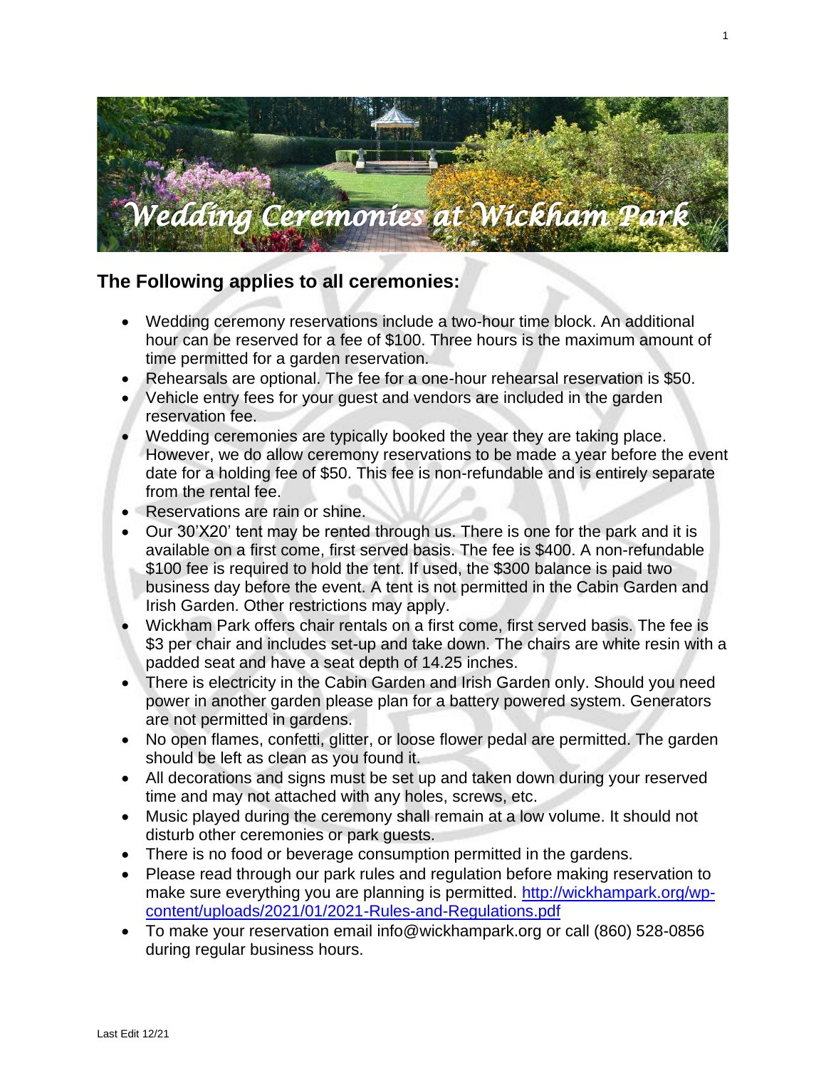# Wedding Ceremonies at Wickham Park

## The Following applies to all ceremonies:

- Wedding ceremony reservations include a two-hour time block. An additional hour can be reserved for a fee of $100. Three hours is the maximum amount of time permitted for a garden reservation.
- Rehearsals are optional. The fee for a one-hour rehearsal reservation is $50.
- Vehicle entry fees for your guest and vendors are included in the garden reservation fee.
- Wedding ceremonies are typically booked the year they are taking place. However, we do allow ceremony reservations to be made a year before the event date for a holding fee of $50. This fee is non-refundable and is entirely separate from the rental fee.
- Reservations are rain or shine.
- Our 30'X20' tent may be rented through us. There is one for the park and it is available on a first come, first served basis. The fee is $400. A non-refundable $100 fee is required to hold the tent. If used, the $300 balance is paid two business day before the event. A tent is not permitted in the Cabin Garden and Irish Garden. Other restrictions may apply.
- Wickham Park offers chair rentals on a first come, first served basis. The fee is $3 per chair and includes set-up and take down. The chairs are white resin with a padded seat and have a seat depth of 14.25 inches.
- There is electricity in the Cabin Garden and Irish Garden only. Should you need power in another garden please plan for a battery powered system. Generators are not permitted in gardens.
- No open flames, confetti, glitter, or loose flower pedal are permitted. The garden should be left as clean as you found it.
- All decorations and signs must be set up and taken down during your reserved time and may not attached with any holes, screws, etc.
- Music played during the ceremony shall remain at a low volume. It should not disturb other ceremonies or park guests.
- There is no food or beverage consumption permitted in the gardens.
- Please read through our park rules and regulation before making reservation to make sure everything you are planning is permitted. [http://wickhampark.org/wp-content/uploads/2021/01/2021-Rules-and-Regulations.pdf](http://wickhampark.org/wp-content/uploads/2021/01/2021-Rules-and-Regulations.pdf)
- To make your reservation email info@wickhampark.org or call (860) 528-0856 during regular business hours.

Last Edit 12/21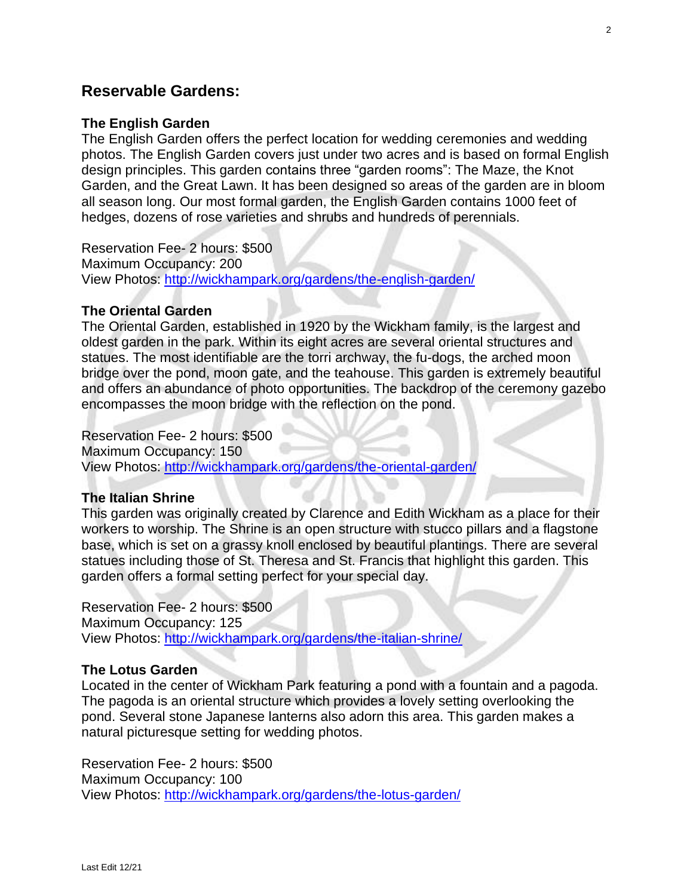## Reservable Gardens:

### The English Garden

The English Garden offers the perfect location for wedding ceremonies and wedding photos. The English Garden covers just under two acres and is based on formal English design principles. This garden contains three "garden rooms": The Maze, the Knot Garden, and the Great Lawn. It has been designed so areas of the garden are in bloom all season long. Our most formal garden, the English Garden contains 1000 feet of hedges, dozens of rose varieties and shrubs and hundreds of perennials.

Reservation Fee- 2 hours: $500
Maximum Occupancy: 200
View Photos: [http://wickhampark.org/gardens/the-english-garden/](http://wickhampark.org/gardens/the-english-garden/)

### The Oriental Garden

The Oriental Garden, established in 1920 by the Wickham family, is the largest and oldest garden in the park. Within its eight acres are several oriental structures and statues. The most identifiable are the torri archway, the fu-dogs, the arched moon bridge over the pond, moon gate, and the teahouse. This garden is extremely beautiful and offers an abundance of photo opportunities. The backdrop of the ceremony gazebo encompasses the moon bridge with the reflection on the pond.

Reservation Fee- 2 hours: $500
Maximum Occupancy: 150
View Photos: [http://wickhampark.org/gardens/the-oriental-garden/](http://wickhampark.org/gardens/the-oriental-garden/)

### The Italian Shrine

This garden was originally created by Clarence and Edith Wickham as a place for their workers to worship. The Shrine is an open structure with stucco pillars and a flagstone base, which is set on a grassy knoll enclosed by beautiful plantings. There are several statues including those of St. Theresa and St. Francis that highlight this garden. This garden offers a formal setting perfect for your special day.

Reservation Fee- 2 hours: $500
Maximum Occupancy: 125
View Photos: [http://wickhampark.org/gardens/the-italian-shrine/](http://wickhampark.org/gardens/the-italian-shrine/)

### The Lotus Garden

Located in the center of Wickham Park featuring a pond with a fountain and a pagoda. The pagoda is an oriental structure which provides a lovely setting overlooking the pond. Several stone Japanese lanterns also adorn this area. This garden makes a natural picturesque setting for wedding photos.

Reservation Fee- 2 hours: $500
Maximum Occupancy: 100
View Photos: [http://wickhampark.org/gardens/the-lotus-garden/](http://wickhampark.org/gardens/the-lotus-garden/)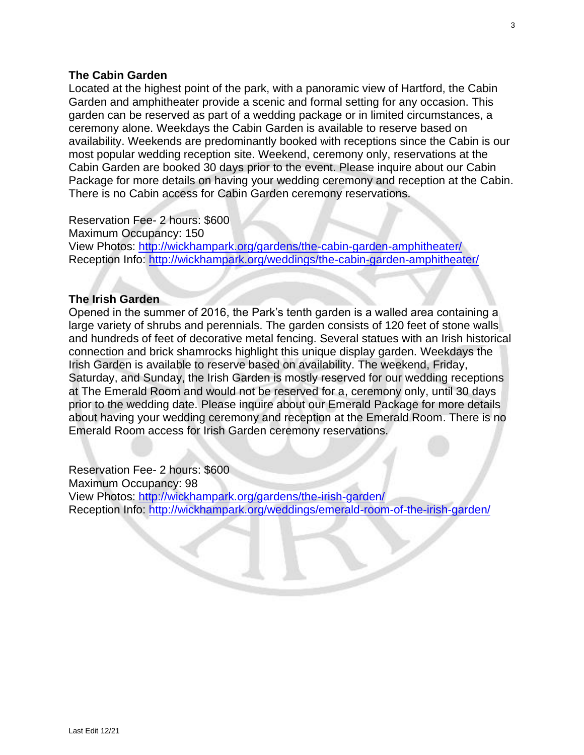**The Cabin Garden**

Located at the highest point of the park, with a panoramic view of Hartford, the Cabin Garden and amphitheater provide a scenic and formal setting for any occasion. This garden can be reserved as part of a wedding package or in limited circumstances, a ceremony alone. Weekdays the Cabin Garden is available to reserve based on availability. Weekends are predominantly booked with receptions since the Cabin is our most popular wedding reception site. Weekend, ceremony only, reservations at the Cabin Garden are booked 30 days prior to the event. Please inquire about our Cabin Package for more details on having your wedding ceremony and reception at the Cabin. There is no Cabin access for Cabin Garden ceremony reservations.

Reservation Fee- 2 hours: $600
Maximum Occupancy: 150
View Photos: http://wickhampark.org/gardens/the-cabin-garden-amphitheater/
Reception Info: http://wickhampark.org/weddings/the-cabin-garden-amphitheater/

**The Irish Garden**

Opened in the summer of 2016, the Park's tenth garden is a walled area containing a large variety of shrubs and perennials. The garden consists of 120 feet of stone walls and hundreds of feet of decorative metal fencing. Several statues with an Irish historical connection and brick shamrocks highlight this unique display garden. Weekdays the Irish Garden is available to reserve based on availability. The weekend, Friday, Saturday, and Sunday, the Irish Garden is mostly reserved for our wedding receptions at The Emerald Room and would not be reserved for a, ceremony only, until 30 days prior to the wedding date. Please inquire about our Emerald Package for more details about having your wedding ceremony and reception at the Emerald Room. There is no Emerald Room access for Irish Garden ceremony reservations.

Reservation Fee- 2 hours: $600
Maximum Occupancy: 98
View Photos: http://wickhampark.org/gardens/the-irish-garden/
Reception Info: http://wickhampark.org/weddings/emerald-room-of-the-irish-garden/

Last Edit 12/21